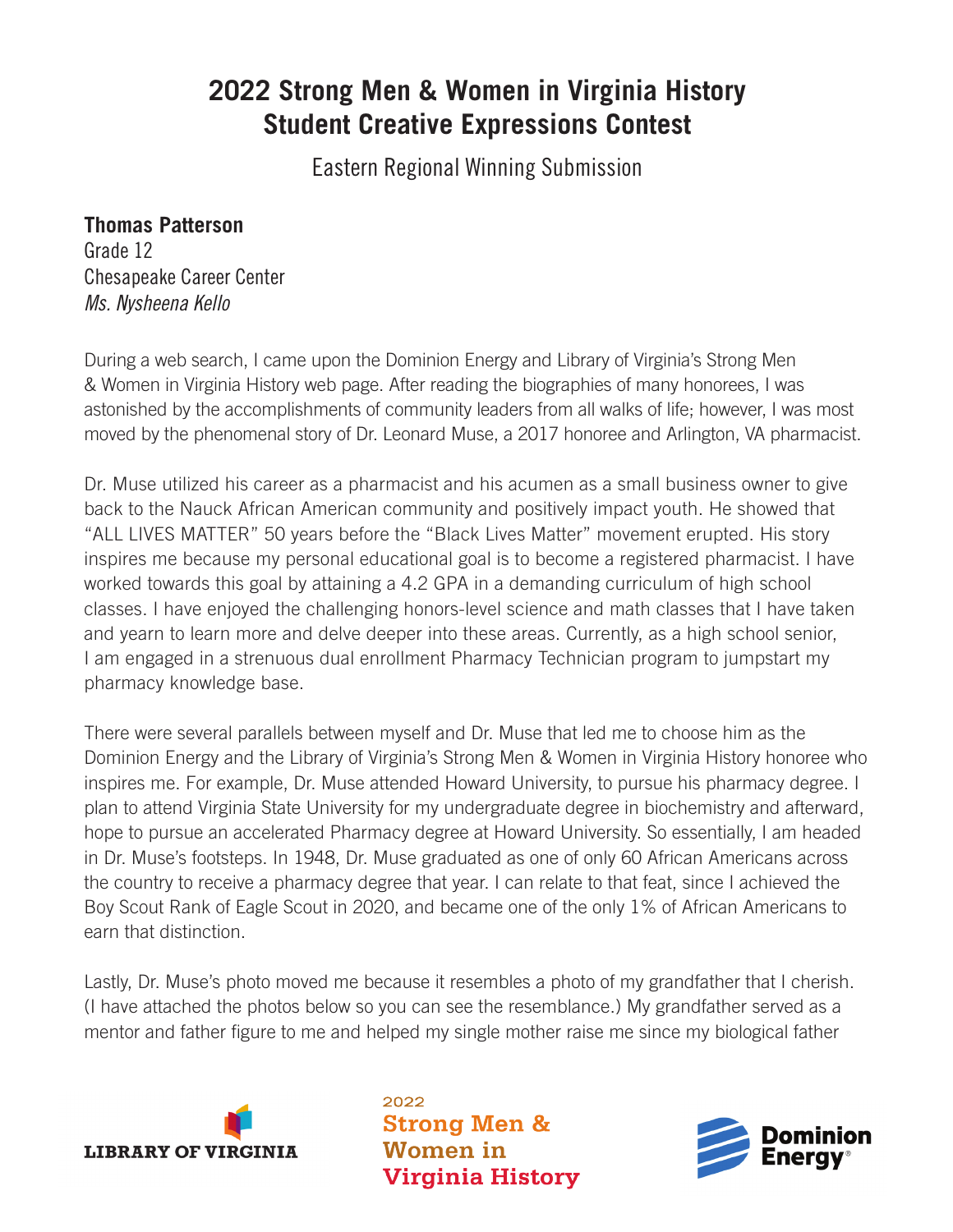# 2022 Strong Men & Women in Virginia History Student Creative Expressions Contest

Eastern Regional Winning Submission

**Thomas Patterson**
Grade 12
Chesapeake Career Center
*Ms. Nysheena Kello*

During a web search, I came upon the Dominion Energy and Library of Virginia's Strong Men & Women in Virginia History web page. After reading the biographies of many honorees, I was astonished by the accomplishments of community leaders from all walks of life; however, I was most moved by the phenomenal story of Dr. Leonard Muse, a 2017 honoree and Arlington, VA pharmacist.

Dr. Muse utilized his career as a pharmacist and his acumen as a small business owner to give back to the Nauck African American community and positively impact youth. He showed that "ALL LIVES MATTER" 50 years before the "Black Lives Matter" movement erupted. His story inspires me because my personal educational goal is to become a registered pharmacist. I have worked towards this goal by attaining a 4.2 GPA in a demanding curriculum of high school classes. I have enjoyed the challenging honors-level science and math classes that I have taken and yearn to learn more and delve deeper into these areas. Currently, as a high school senior, I am engaged in a strenuous dual enrollment Pharmacy Technician program to jumpstart my pharmacy knowledge base.

There were several parallels between myself and Dr. Muse that led me to choose him as the Dominion Energy and the Library of Virginia's Strong Men & Women in Virginia History honoree who inspires me. For example, Dr. Muse attended Howard University, to pursue his pharmacy degree. I plan to attend Virginia State University for my undergraduate degree in biochemistry and afterward, hope to pursue an accelerated Pharmacy degree at Howard University. So essentially, I am headed in Dr. Muse's footsteps. In 1948, Dr. Muse graduated as one of only 60 African Americans across the country to receive a pharmacy degree that year. I can relate to that feat, since I achieved the Boy Scout Rank of Eagle Scout in 2020, and became one of the only 1% of African Americans to earn that distinction.

Lastly, Dr. Muse's photo moved me because it resembles a photo of my grandfather that I cherish. (I have attached the photos below so you can see the resemblance.) My grandfather served as a mentor and father figure to me and helped my single mother raise me since my biological father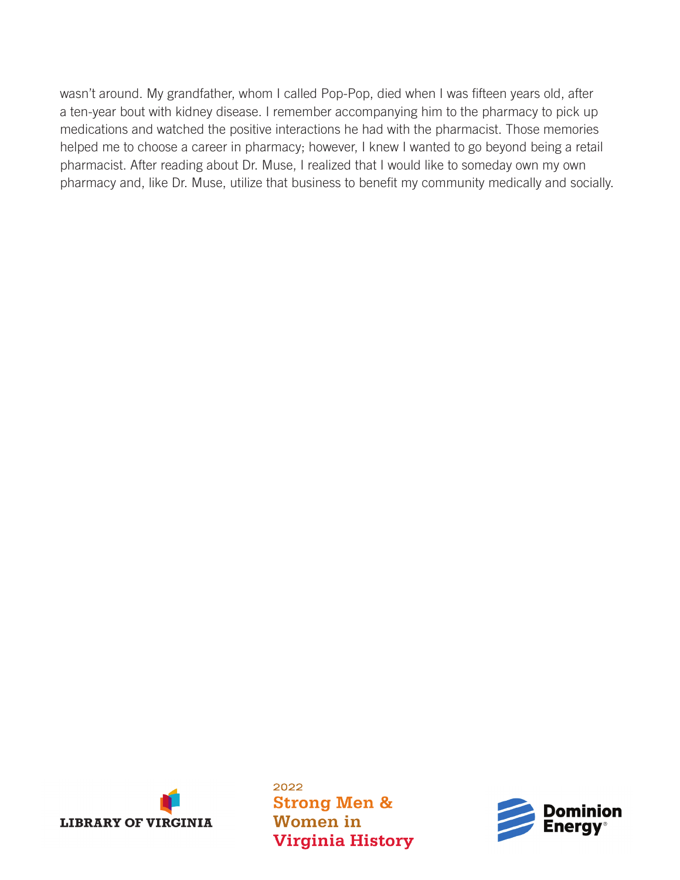wasn't around. My grandfather, whom I called Pop-Pop, died when I was fifteen years old, after a ten-year bout with kidney disease. I remember accompanying him to the pharmacy to pick up medications and watched the positive interactions he had with the pharmacist. Those memories helped me to choose a career in pharmacy; however, I knew I wanted to go beyond being a retail pharmacist. After reading about Dr. Muse, I realized that I would like to someday own my own pharmacy and, like Dr. Muse, utilize that business to benefit my community medically and socially.